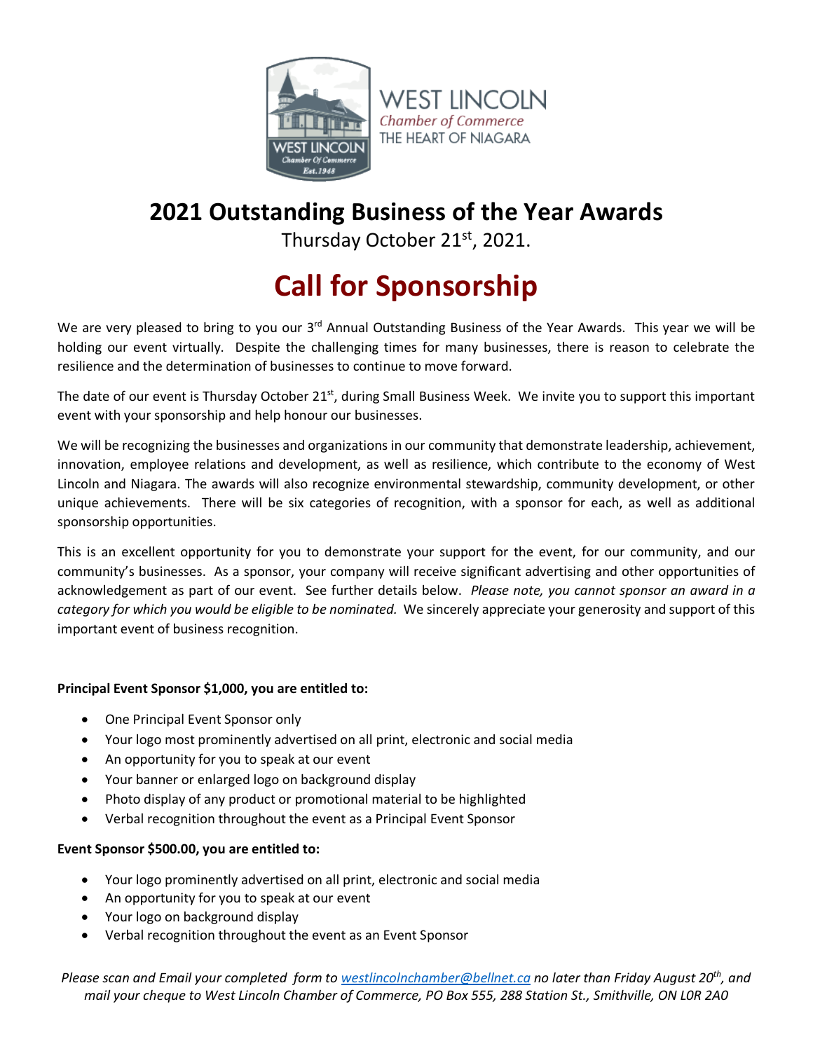WEST LINCOLN
*Chamber of Commerce*
THE HEART OF NIAGARA

# 2021 Outstanding Business of the Year Awards

Thursday October 21st, 2021.

# Call for Sponsorship

We are very pleased to bring to you our 3rd Annual Outstanding Business of the Year Awards. This year we will be holding our event virtually. Despite the challenging times for many businesses, there is reason to celebrate the resilience and the determination of businesses to continue to move forward.

The date of our event is Thursday October 21st, during Small Business Week. We invite you to support this important event with your sponsorship and help honour our businesses.

We will be recognizing the businesses and organizations in our community that demonstrate leadership, achievement, innovation, employee relations and development, as well as resilience, which contribute to the economy of West Lincoln and Niagara. The awards will also recognize environmental stewardship, community development, or other unique achievements. There will be six categories of recognition, with a sponsor for each, as well as additional sponsorship opportunities.

This is an excellent opportunity for you to demonstrate your support for the event, for our community, and our community's businesses. As a sponsor, your company will receive significant advertising and other opportunities of acknowledgement as part of our event. See further details below. *Please note, you cannot sponsor an award in a category for which you would be eligible to be nominated.* We sincerely appreciate your generosity and support of this important event of business recognition.

**Principal Event Sponsor $1,000, you are entitled to:**

- One Principal Event Sponsor only
- Your logo most prominently advertised on all print, electronic and social media
- An opportunity for you to speak at our event
- Your banner or enlarged logo on background display
- Photo display of any product or promotional material to be highlighted
- Verbal recognition throughout the event as a Principal Event Sponsor

**Event Sponsor $500.00, you are entitled to:**

- Your logo prominently advertised on all print, electronic and social media
- An opportunity for you to speak at our event
- Your logo on background display
- Verbal recognition throughout the event as an Event Sponsor

*Please scan and Email your completed form to westlincolnchamber@bellnet.ca no later than Friday August 20th, and mail your cheque to West Lincoln Chamber of Commerce, PO Box 555, 288 Station St., Smithville, ON L0R 2A0*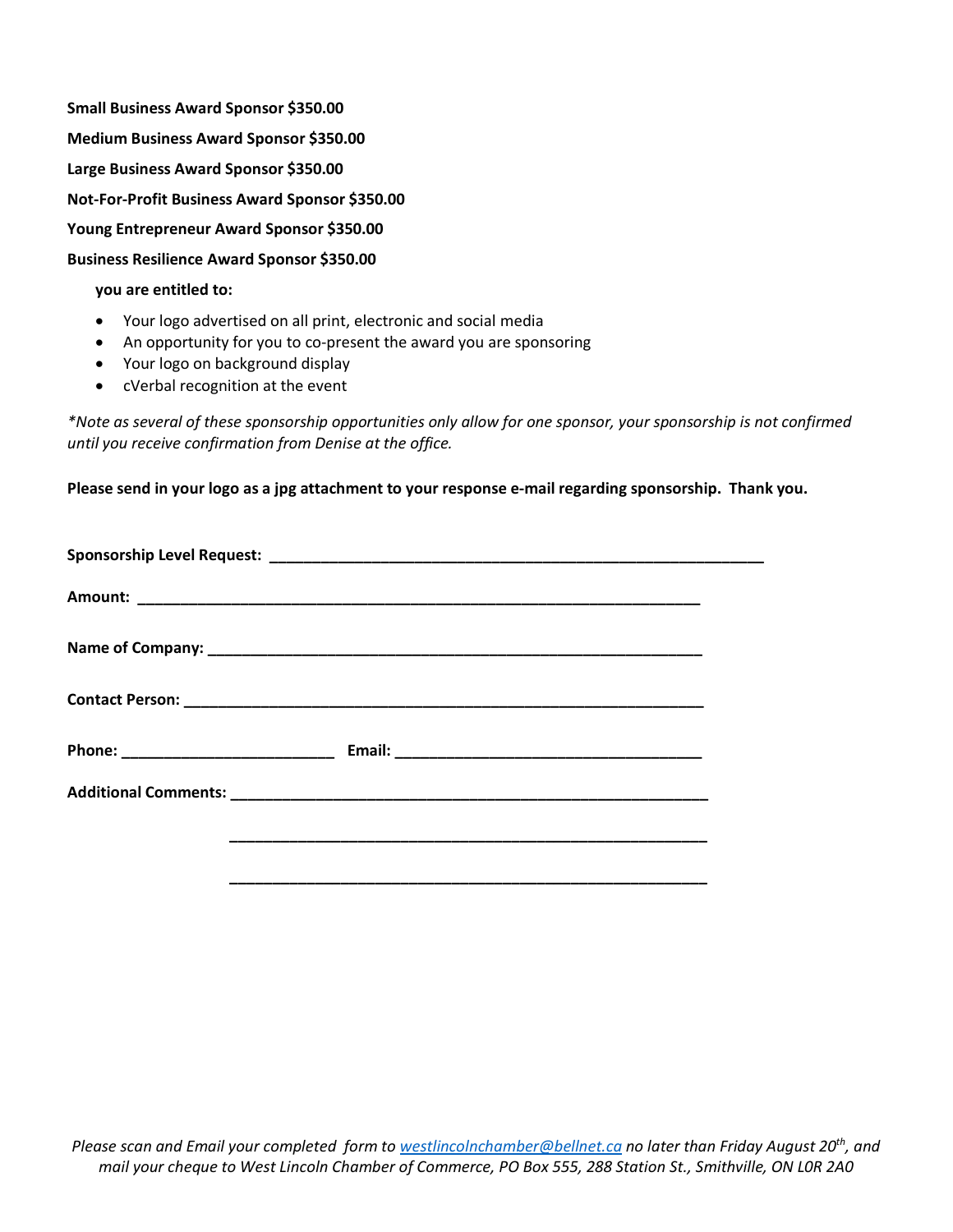**Small Business Award Sponsor $350.00**

**Medium Business Award Sponsor $350.00**

**Large Business Award Sponsor $350.00**

**Not-For-Profit Business Award Sponsor $350.00**

**Young Entrepreneur Award Sponsor $350.00**

**Business Resilience Award Sponsor $350.00**

**you are entitled to:**

- Your logo advertised on all print, electronic and social media
- An opportunity for you to co-present the award you are sponsoring
- Your logo on background display
- cVerbal recognition at the event

*\*Note as several of these sponsorship opportunities only allow for one sponsor, your sponsorship is not confirmed until you receive confirmation from Denise at the office.*

**Please send in your logo as a jpg attachment to your response e-mail regarding sponsorship. Thank you.**

**Sponsorship Level Request:** ____________________________________________________________

**Amount:** ____________________________________________________________________

**Name of Company:** ____________________________________________________________

**Contact Person:** ______________________________________________________________

**Phone:** _________________________ **Email:** ____________________________________

**Additional Comments:** _________________________________________________________

_________________________________________________________

_________________________________________________________

*Please scan and Email your completed form to westlincolnchamber@bellnet.ca no later than Friday August 20th, and mail your cheque to West Lincoln Chamber of Commerce, PO Box 555, 288 Station St., Smithville, ON L0R 2A0*